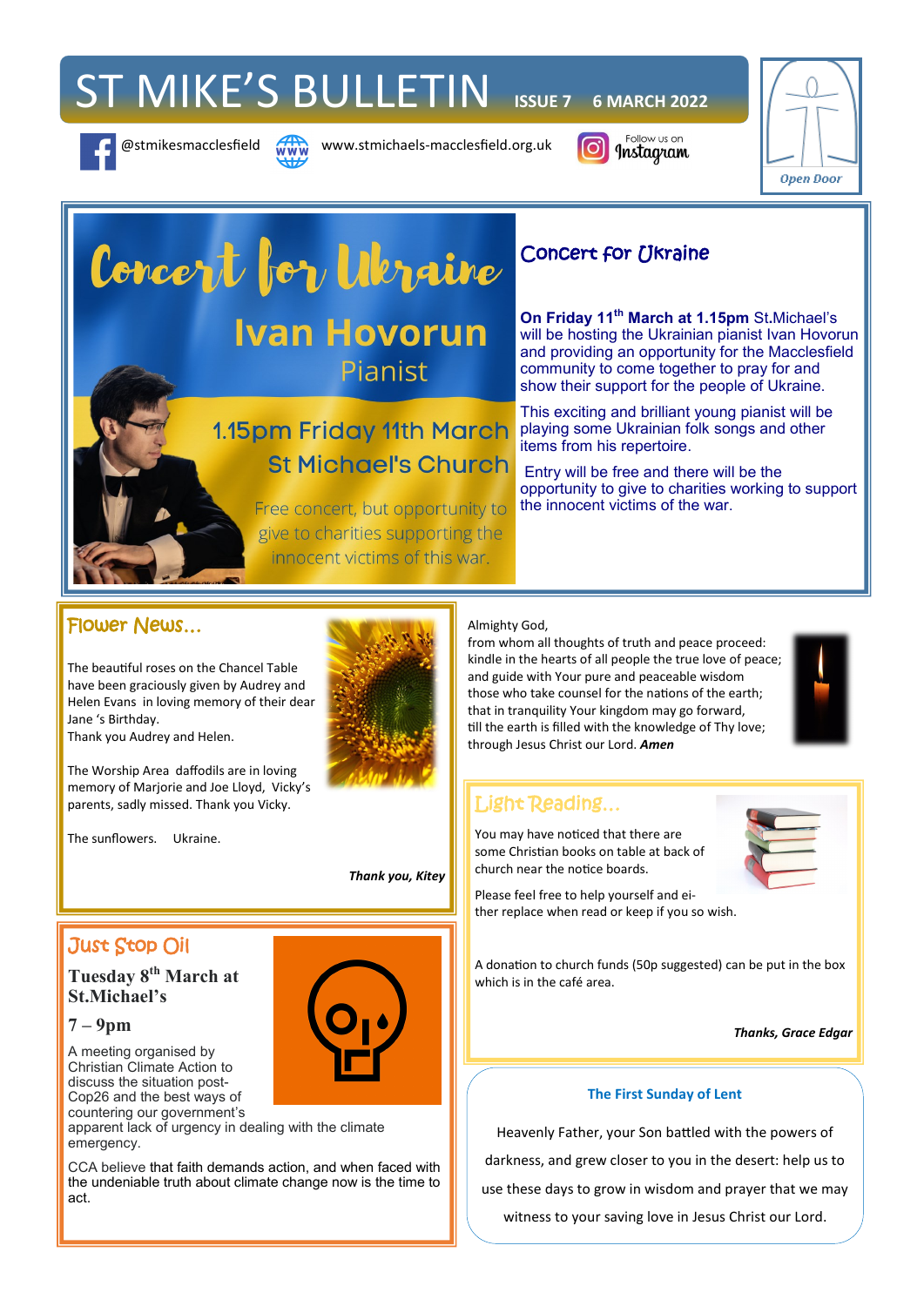# ST MIKE'S BULLETIN ISSUE 7 6 MARCH 2022

@stmikesmacclesfield www.stmichaels-macclesfield.org.uk Follow us on Instagram

Open Door

## Concert for Ukraine

Ivan Hovorun

Pianist

1.15pm Friday 11th March

St Michael's Church

Free concert, but opportunity to give to charities supporting the innocent victims of this war.

### Concert for Ukraine

**On Friday 11th March at 1.15pm** St.Michael's will be hosting the Ukrainian pianist Ivan Hovorun and providing an opportunity for the Macclesfield community to come together to pray for and show their support for the people of Ukraine.

This exciting and brilliant young pianist will be playing some Ukrainian folk songs and other items from his repertoire.

Entry will be free and there will be the opportunity to give to charities working to support the innocent victims of the war.

## Flower News…

The beautiful roses on the Chancel Table have been graciously given by Audrey and Helen Evans in loving memory of their dear Jane 's Birthday.
Thank you Audrey and Helen.

The Worship Area daffodils are in loving memory of Marjorie and Joe Lloyd, Vicky's parents, sadly missed. Thank you Vicky.

The sunflowers. Ukraine.

***Thank you, Kitey***

Almighty God,
from whom all thoughts of truth and peace proceed:
kindle in the hearts of all people the true love of peace;
and guide with Your pure and peaceable wisdom
those who take counsel for the nations of the earth;
that in tranquility Your kingdom may go forward,
till the earth is filled with the knowledge of Thy love;
through Jesus Christ our Lord. ***Amen***

## Just Stop Oil

**Tuesday 8th March at St.Michael's**

**7 – 9pm**

A meeting organised by Christian Climate Action to discuss the situation post-Cop26 and the best ways of countering our government's apparent lack of urgency in dealing with the climate emergency.

CCA believe that faith demands action, and when faced with the undeniable truth about climate change now is the time to act.

## Light Reading…

You may have noticed that there are some Christian books on table at back of church near the notice boards.

Please feel free to help yourself and either replace when read or keep if you so wish.

A donation to church funds (50p suggested) can be put in the box which is in the café area.

***Thanks, Grace Edgar***

### The First Sunday of Lent

Heavenly Father, your Son battled with the powers of darkness, and grew closer to you in the desert: help us to use these days to grow in wisdom and prayer that we may witness to your saving love in Jesus Christ our Lord.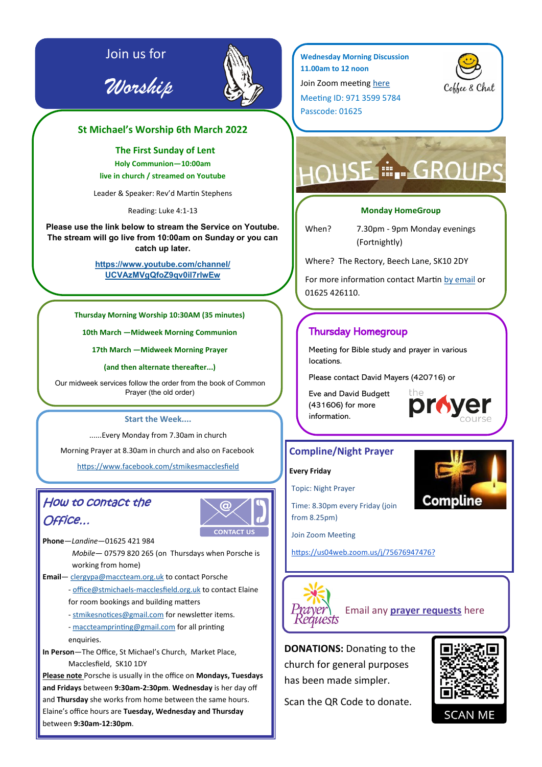# Join us for *Worship*

## St Michael's Worship 6th March 2022

### The First Sunday of Lent

**Holy Communion—10:00am**

**live in church / streamed on Youtube**

Leader & Speaker: Rev'd Martin Stephens

Reading: Luke 4:1-13

**Please use the link below to stream the Service on Youtube. The stream will go live from 10:00am on Sunday or you can catch up later.**

**https://www.youtube.com/channel/UCVAzMVgQfoZ9qv0il7rlwEw**

---

**Thursday Morning Worship 10:30AM (35 minutes)**

**10th March —Midweek Morning Communion**

**17th March —Midweek Morning Prayer**

**(and then alternate thereafter...)**

Our midweek services follow the order from the book of Common Prayer (the old order)

---

**Start the Week....**

......Every Monday from 7.30am in church

Morning Prayer at 8.30am in church and also on Facebook

https://www.facebook.com/stmikesmacclesfield

---

## *How to contact the Office...*

CONTACT US

**Phone**—*Landine*—01625 421 984

*Mobile*— 07579 820 265 (on Thursdays when Porsche is working from home)

**Email**— clergypa@maccteam.org.uk to contact Porsche

- office@stmichaels-macclesfield.org.uk to contact Elaine for room bookings and building matters
- stmikesnotices@gmail.com for newsletter items.
- maccteamprinting@gmail.com for all printing enquiries.

**In Person**—The Office, St Michael's Church, Market Place, Macclesfield, SK10 1DY

**Please note** Porsche is usually in the office on **Mondays, Tuesdays and Fridays** between **9:30am-2:30pm**. **Wednesday** is her day off and **Thursday** she works from home between the same hours. Elaine's office hours are **Tuesday, Wednesday and Thursday** between **9:30am-12:30pm**.

---

**Wednesday Morning Discussion**
**11.00am to 12 noon**

Coffee & Chat

Join Zoom meeting here

Meeting ID: 971 3599 5784

Passcode: 01625

---

# HOUSE GROUPS

**Monday HomeGroup**

When? 7.30pm - 9pm Monday evenings (Fortnightly)

Where? The Rectory, Beech Lane, SK10 2DY

For more information contact Martin by email or 01625 426110.

---

## Thursday Homegroup

Meeting for Bible study and prayer in various locations.

Please contact David Mayers (420716) or

Eve and David Budgett (431606) for more information.

the prayer course

---

## Compline/Night Prayer

**Every Friday**

Topic: Night Prayer

Time: 8.30pm every Friday (join from 8.25pm)

Join Zoom Meeting

https://us04web.zoom.us/j/75676947476?

Compline

---

Prayer Requests

Email any **prayer requests** here

---

**DONATIONS:** Donating to the church for general purposes has been made simpler.

Scan the QR Code to donate.

SCAN ME